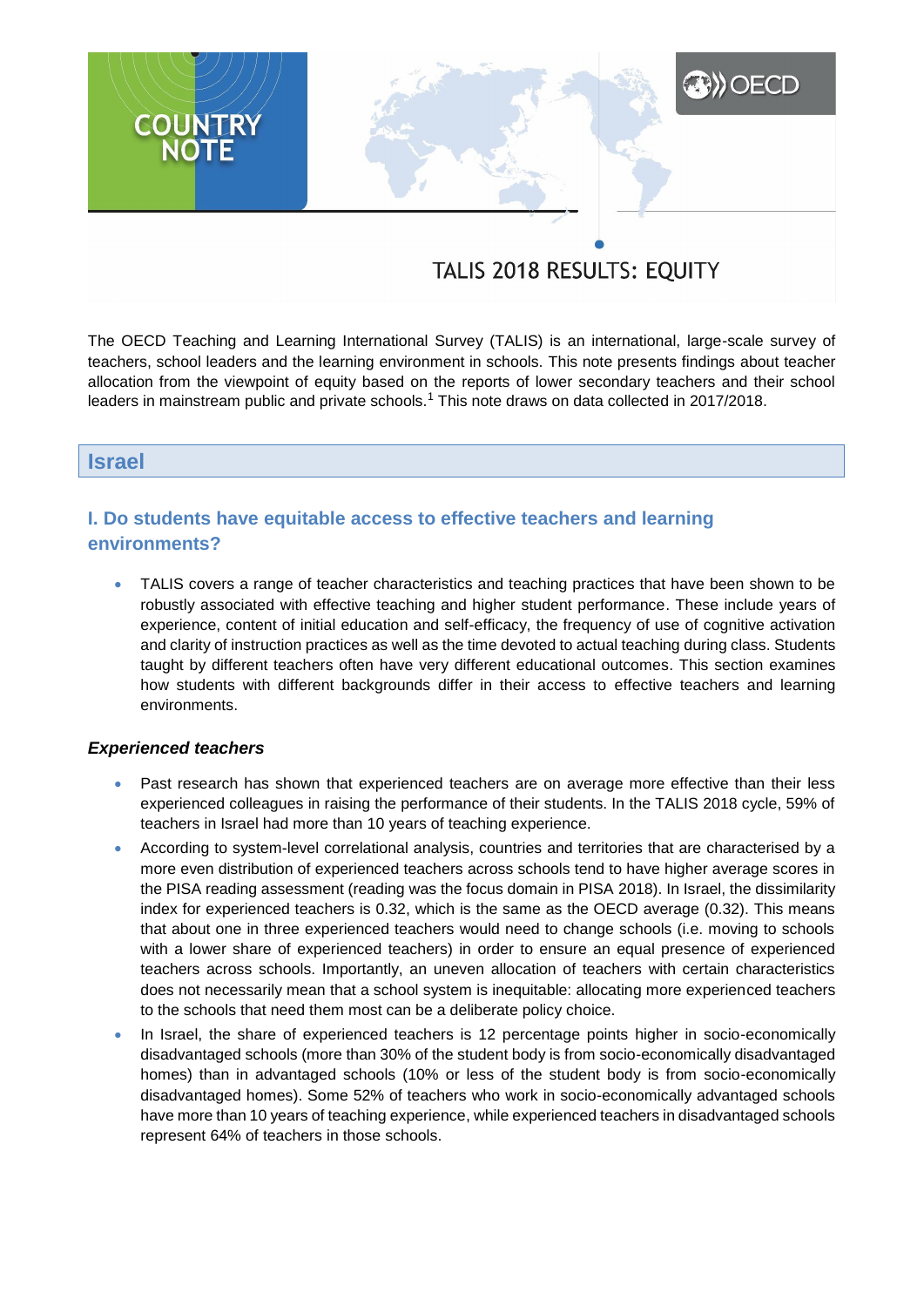# TALIS 2018 RESULTS: EQUITY

The OECD Teaching and Learning International Survey (TALIS) is an international, large-scale survey of teachers, school leaders and the learning environment in schools. This note presents findings about teacher allocation from the viewpoint of equity based on the reports of lower secondary teachers and their school leaders in mainstream public and private schools.[1] This note draws on data collected in 2017/2018.

## Israel

### I. Do students have equitable access to effective teachers and learning environments?

- TALIS covers a range of teacher characteristics and teaching practices that have been shown to be robustly associated with effective teaching and higher student performance. These include years of experience, content of initial education and self-efficacy, the frequency of use of cognitive activation and clarity of instruction practices as well as the time devoted to actual teaching during class. Students taught by different teachers often have very different educational outcomes. This section examines how students with different backgrounds differ in their access to effective teachers and learning environments.

#### *Experienced teachers*

- Past research has shown that experienced teachers are on average more effective than their less experienced colleagues in raising the performance of their students. In the TALIS 2018 cycle, 59% of teachers in Israel had more than 10 years of teaching experience.
- According to system-level correlational analysis, countries and territories that are characterised by a more even distribution of experienced teachers across schools tend to have higher average scores in the PISA reading assessment (reading was the focus domain in PISA 2018). In Israel, the dissimilarity index for experienced teachers is 0.32, which is the same as the OECD average (0.32). This means that about one in three experienced teachers would need to change schools (i.e. moving to schools with a lower share of experienced teachers) in order to ensure an equal presence of experienced teachers across schools. Importantly, an uneven allocation of teachers with certain characteristics does not necessarily mean that a school system is inequitable: allocating more experienced teachers to the schools that need them most can be a deliberate policy choice.
- In Israel, the share of experienced teachers is 12 percentage points higher in socio-economically disadvantaged schools (more than 30% of the student body is from socio-economically disadvantaged homes) than in advantaged schools (10% or less of the student body is from socio-economically disadvantaged homes). Some 52% of teachers who work in socio-economically advantaged schools have more than 10 years of teaching experience, while experienced teachers in disadvantaged schools represent 64% of teachers in those schools.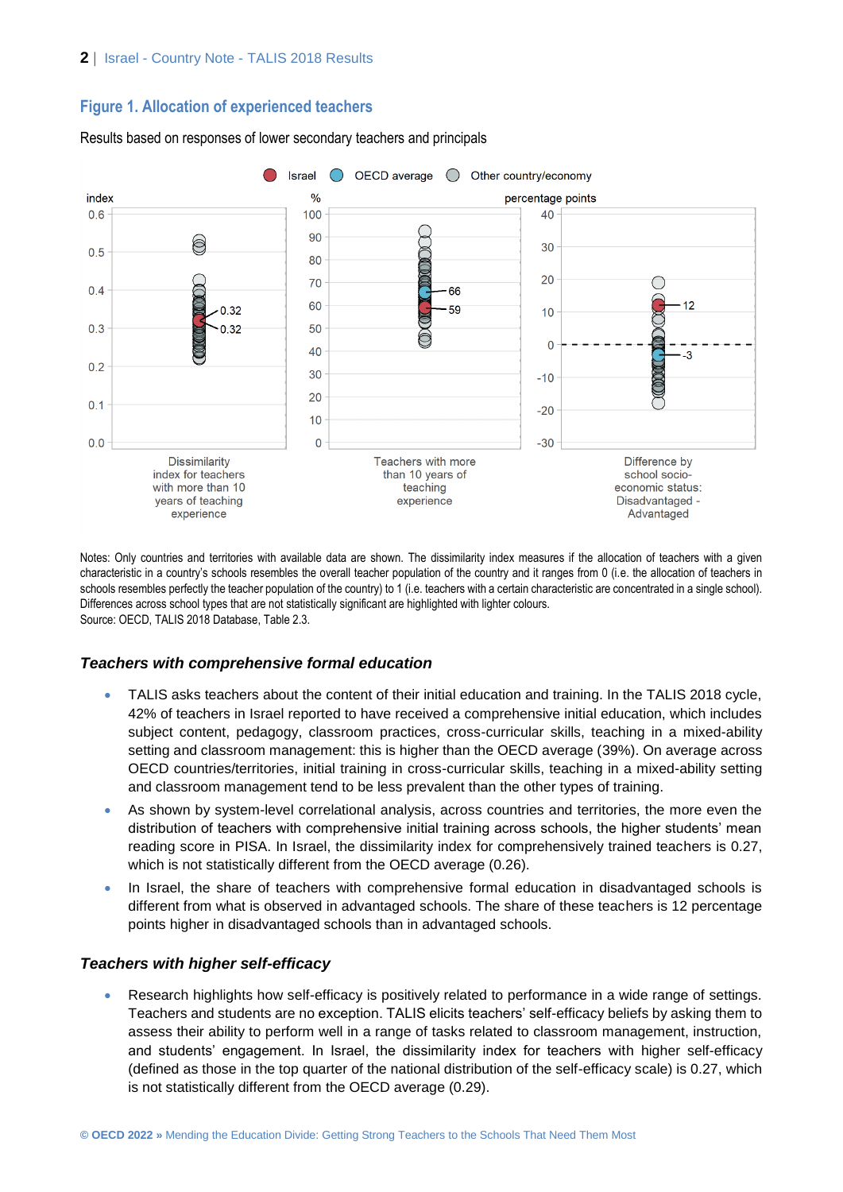## Figure 1. Allocation of experienced teachers

Results based on responses of lower secondary teachers and principals

Notes: Only countries and territories with available data are shown. The dissimilarity index measures if the allocation of teachers with a given characteristic in a country's schools resembles the overall teacher population of the country and it ranges from 0 (i.e. the allocation of teachers in schools resembles perfectly the teacher population of the country) to 1 (i.e. teachers with a certain characteristic are concentrated in a single school). Differences across school types that are not statistically significant are highlighted with lighter colours.
Source: OECD, TALIS 2018 Database, Table 2.3.

### *Teachers with comprehensive formal education*

- TALIS asks teachers about the content of their initial education and training. In the TALIS 2018 cycle, 42% of teachers in Israel reported to have received a comprehensive initial education, which includes subject content, pedagogy, classroom practices, cross-curricular skills, teaching in a mixed-ability setting and classroom management: this is higher than the OECD average (39%). On average across OECD countries/territories, initial training in cross-curricular skills, teaching in a mixed-ability setting and classroom management tend to be less prevalent than the other types of training.
- As shown by system-level correlational analysis, across countries and territories, the more even the distribution of teachers with comprehensive initial training across schools, the higher students' mean reading score in PISA. In Israel, the dissimilarity index for comprehensively trained teachers is 0.27, which is not statistically different from the OECD average (0.26).
- In Israel, the share of teachers with comprehensive formal education in disadvantaged schools is different from what is observed in advantaged schools. The share of these teachers is 12 percentage points higher in disadvantaged schools than in advantaged schools.

### *Teachers with higher self-efficacy*

- Research highlights how self-efficacy is positively related to performance in a wide range of settings. Teachers and students are no exception. TALIS elicits teachers' self-efficacy beliefs by asking them to assess their ability to perform well in a range of tasks related to classroom management, instruction, and students' engagement. In Israel, the dissimilarity index for teachers with higher self-efficacy (defined as those in the top quarter of the national distribution of the self-efficacy scale) is 0.27, which is not statistically different from the OECD average (0.29).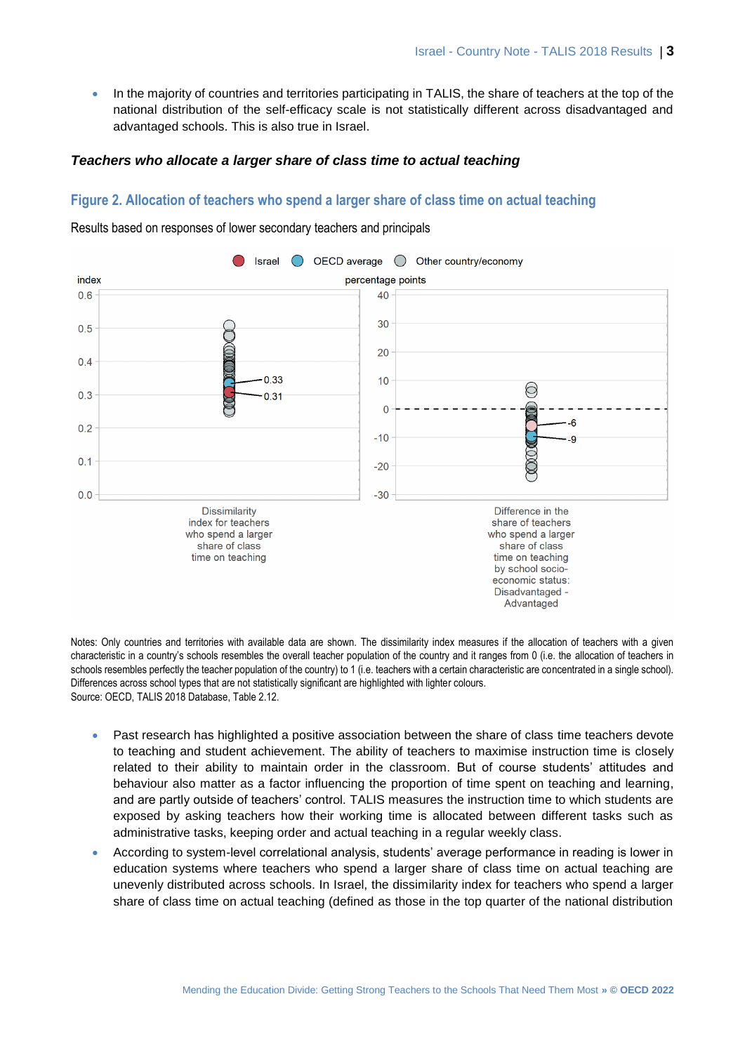- In the majority of countries and territories participating in TALIS, the share of teachers at the top of the national distribution of the self-efficacy scale is not statistically different across disadvantaged and advantaged schools. This is also true in Israel.

### *Teachers who allocate a larger share of class time to actual teaching*

## Figure 2. Allocation of teachers who spend a larger share of class time on actual teaching

Results based on responses of lower secondary teachers and principals

Notes: Only countries and territories with available data are shown. The dissimilarity index measures if the allocation of teachers with a given characteristic in a country's schools resembles the overall teacher population of the country and it ranges from 0 (i.e. the allocation of teachers in schools resembles perfectly the teacher population of the country) to 1 (i.e. teachers with a certain characteristic are concentrated in a single school). Differences across school types that are not statistically significant are highlighted with lighter colours.
Source: OECD, TALIS 2018 Database, Table 2.12.

- Past research has highlighted a positive association between the share of class time teachers devote to teaching and student achievement. The ability of teachers to maximise instruction time is closely related to their ability to maintain order in the classroom. But of course students' attitudes and behaviour also matter as a factor influencing the proportion of time spent on teaching and learning, and are partly outside of teachers' control. TALIS measures the instruction time to which students are exposed by asking teachers how their working time is allocated between different tasks such as administrative tasks, keeping order and actual teaching in a regular weekly class.
- According to system-level correlational analysis, students' average performance in reading is lower in education systems where teachers who spend a larger share of class time on actual teaching are unevenly distributed across schools. In Israel, the dissimilarity index for teachers who spend a larger share of class time on actual teaching (defined as those in the top quarter of the national distribution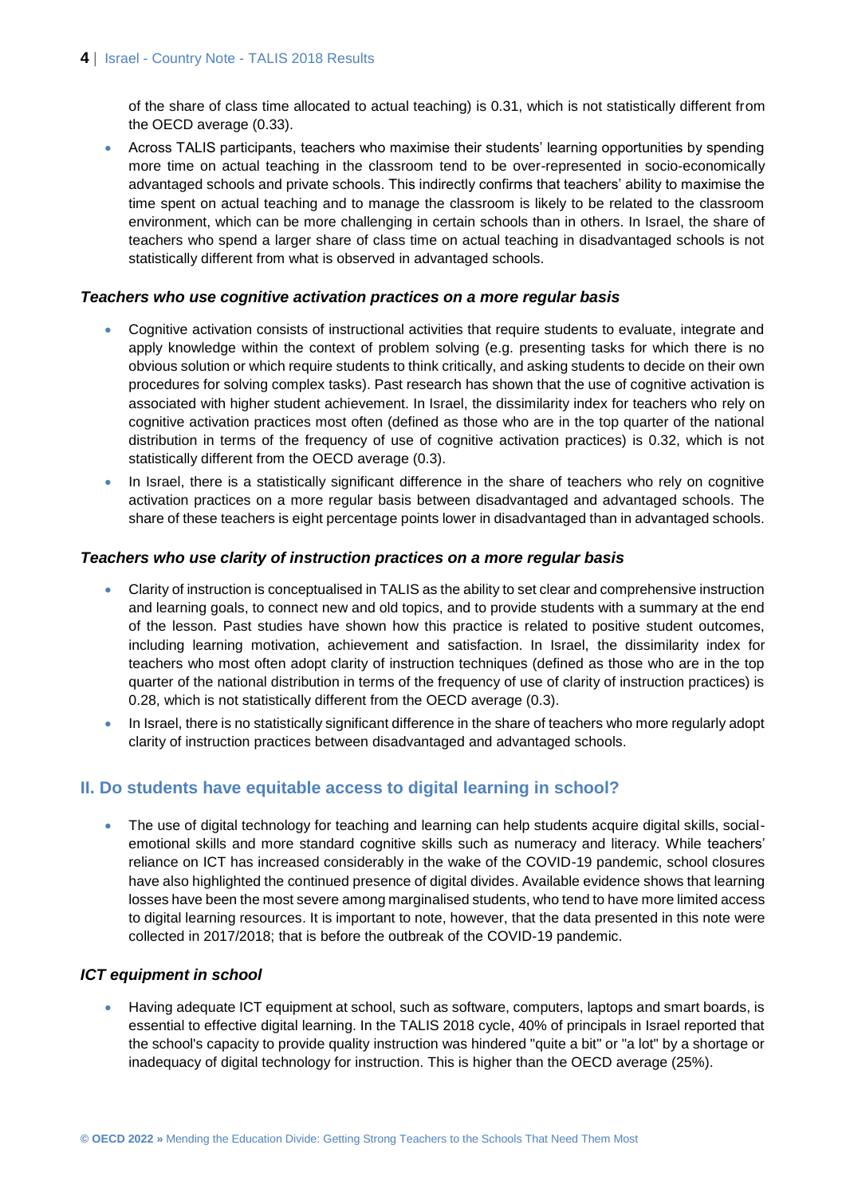of the share of class time allocated to actual teaching) is 0.31, which is not statistically different from the OECD average (0.33).

- Across TALIS participants, teachers who maximise their students' learning opportunities by spending more time on actual teaching in the classroom tend to be over-represented in socio-economically advantaged schools and private schools. This indirectly confirms that teachers' ability to maximise the time spent on actual teaching and to manage the classroom is likely to be related to the classroom environment, which can be more challenging in certain schools than in others. In Israel, the share of teachers who spend a larger share of class time on actual teaching in disadvantaged schools is not statistically different from what is observed in advantaged schools.

### *Teachers who use cognitive activation practices on a more regular basis*

- Cognitive activation consists of instructional activities that require students to evaluate, integrate and apply knowledge within the context of problem solving (e.g. presenting tasks for which there is no obvious solution or which require students to think critically, and asking students to decide on their own procedures for solving complex tasks). Past research has shown that the use of cognitive activation is associated with higher student achievement. In Israel, the dissimilarity index for teachers who rely on cognitive activation practices most often (defined as those who are in the top quarter of the national distribution in terms of the frequency of use of cognitive activation practices) is 0.32, which is not statistically different from the OECD average (0.3).
- In Israel, there is a statistically significant difference in the share of teachers who rely on cognitive activation practices on a more regular basis between disadvantaged and advantaged schools. The share of these teachers is eight percentage points lower in disadvantaged than in advantaged schools.

### *Teachers who use clarity of instruction practices on a more regular basis*

- Clarity of instruction is conceptualised in TALIS as the ability to set clear and comprehensive instruction and learning goals, to connect new and old topics, and to provide students with a summary at the end of the lesson. Past studies have shown how this practice is related to positive student outcomes, including learning motivation, achievement and satisfaction. In Israel, the dissimilarity index for teachers who most often adopt clarity of instruction techniques (defined as those who are in the top quarter of the national distribution in terms of the frequency of use of clarity of instruction practices) is 0.28, which is not statistically different from the OECD average (0.3).
- In Israel, there is no statistically significant difference in the share of teachers who more regularly adopt clarity of instruction practices between disadvantaged and advantaged schools.

## II. Do students have equitable access to digital learning in school?

- The use of digital technology for teaching and learning can help students acquire digital skills, social-emotional skills and more standard cognitive skills such as numeracy and literacy. While teachers' reliance on ICT has increased considerably in the wake of the COVID-19 pandemic, school closures have also highlighted the continued presence of digital divides. Available evidence shows that learning losses have been the most severe among marginalised students, who tend to have more limited access to digital learning resources. It is important to note, however, that the data presented in this note were collected in 2017/2018; that is before the outbreak of the COVID-19 pandemic.

### *ICT equipment in school*

- Having adequate ICT equipment at school, such as software, computers, laptops and smart boards, is essential to effective digital learning. In the TALIS 2018 cycle, 40% of principals in Israel reported that the school's capacity to provide quality instruction was hindered "quite a bit" or "a lot" by a shortage or inadequacy of digital technology for instruction. This is higher than the OECD average (25%).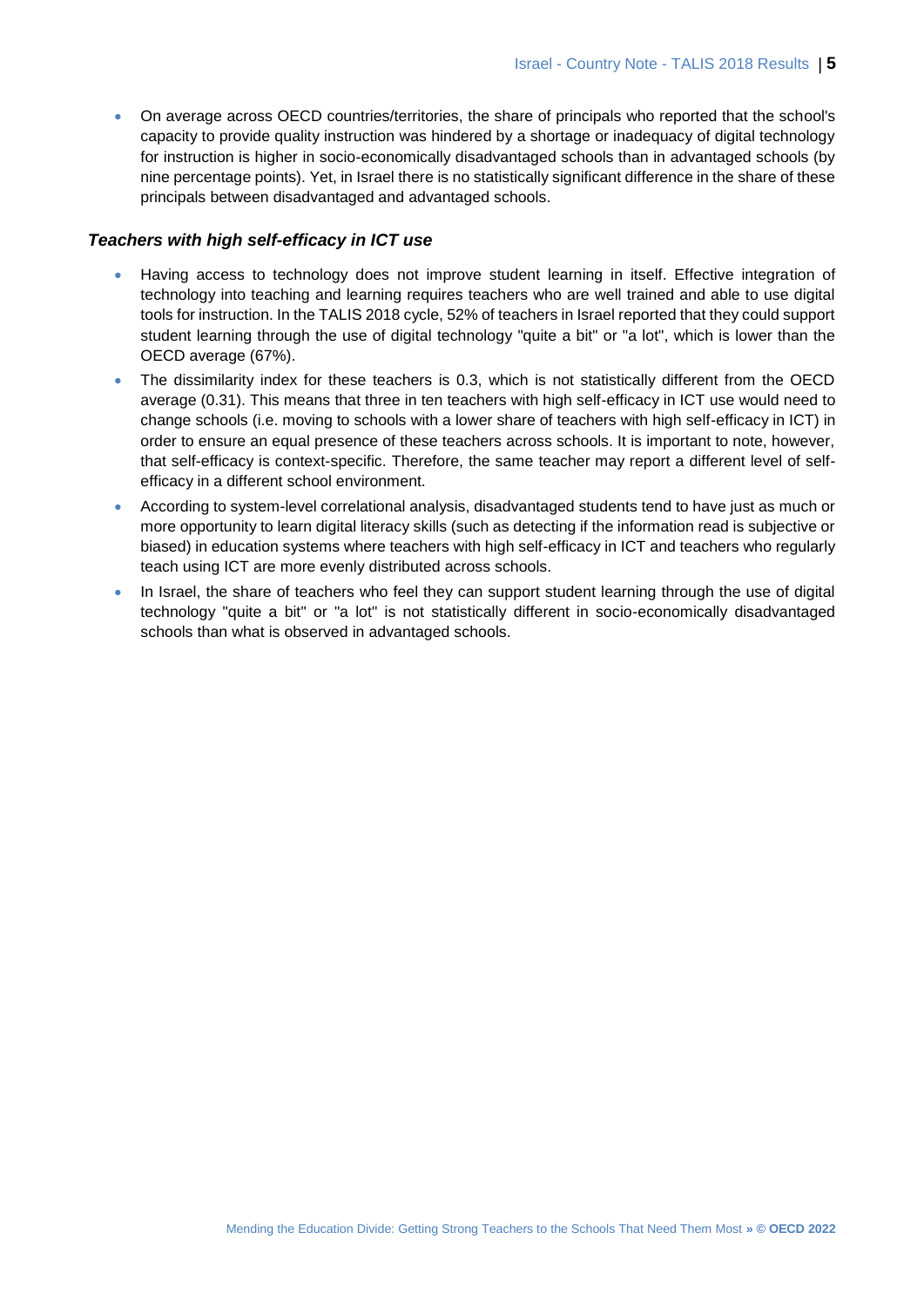- On average across OECD countries/territories, the share of principals who reported that the school's capacity to provide quality instruction was hindered by a shortage or inadequacy of digital technology for instruction is higher in socio-economically disadvantaged schools than in advantaged schools (by nine percentage points). Yet, in Israel there is no statistically significant difference in the share of these principals between disadvantaged and advantaged schools.

### *Teachers with high self-efficacy in ICT use*

- Having access to technology does not improve student learning in itself. Effective integration of technology into teaching and learning requires teachers who are well trained and able to use digital tools for instruction. In the TALIS 2018 cycle, 52% of teachers in Israel reported that they could support student learning through the use of digital technology "quite a bit" or "a lot", which is lower than the OECD average (67%).
- The dissimilarity index for these teachers is 0.3, which is not statistically different from the OECD average (0.31). This means that three in ten teachers with high self-efficacy in ICT use would need to change schools (i.e. moving to schools with a lower share of teachers with high self-efficacy in ICT) in order to ensure an equal presence of these teachers across schools. It is important to note, however, that self-efficacy is context-specific. Therefore, the same teacher may report a different level of self-efficacy in a different school environment.
- According to system-level correlational analysis, disadvantaged students tend to have just as much or more opportunity to learn digital literacy skills (such as detecting if the information read is subjective or biased) in education systems where teachers with high self-efficacy in ICT and teachers who regularly teach using ICT are more evenly distributed across schools.
- In Israel, the share of teachers who feel they can support student learning through the use of digital technology "quite a bit" or "a lot" is not statistically different in socio-economically disadvantaged schools than what is observed in advantaged schools.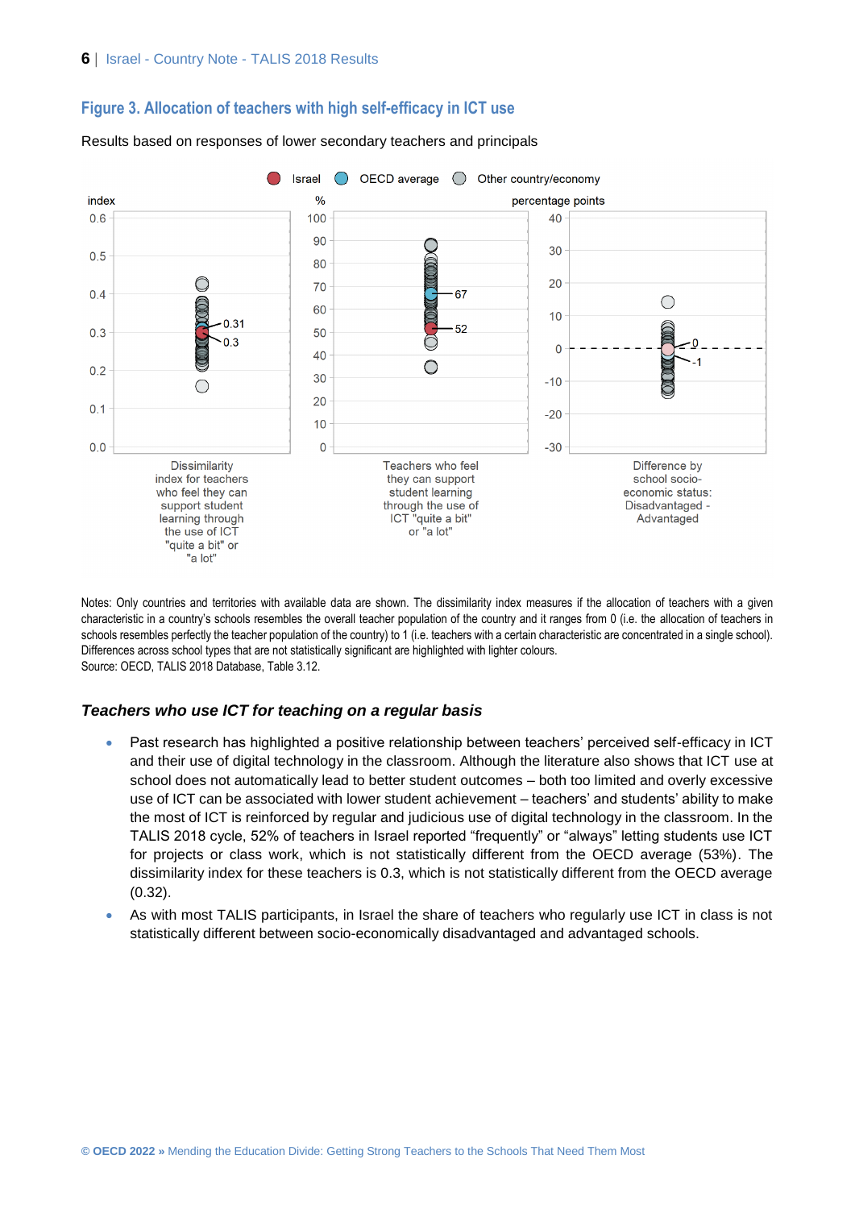## Figure 3. Allocation of teachers with high self-efficacy in ICT use

Results based on responses of lower secondary teachers and principals

Notes: Only countries and territories with available data are shown. The dissimilarity index measures if the allocation of teachers with a given characteristic in a country's schools resembles the overall teacher population of the country and it ranges from 0 (i.e. the allocation of teachers in schools resembles perfectly the teacher population of the country) to 1 (i.e. teachers with a certain characteristic are concentrated in a single school). Differences across school types that are not statistically significant are highlighted with lighter colours.
Source: OECD, TALIS 2018 Database, Table 3.12.

### *Teachers who use ICT for teaching on a regular basis*

- Past research has highlighted a positive relationship between teachers' perceived self-efficacy in ICT and their use of digital technology in the classroom. Although the literature also shows that ICT use at school does not automatically lead to better student outcomes – both too limited and overly excessive use of ICT can be associated with lower student achievement – teachers' and students' ability to make the most of ICT is reinforced by regular and judicious use of digital technology in the classroom. In the TALIS 2018 cycle, 52% of teachers in Israel reported "frequently" or "always" letting students use ICT for projects or class work, which is not statistically different from the OECD average (53%). The dissimilarity index for these teachers is 0.3, which is not statistically different from the OECD average (0.32).
- As with most TALIS participants, in Israel the share of teachers who regularly use ICT in class is not statistically different between socio-economically disadvantaged and advantaged schools.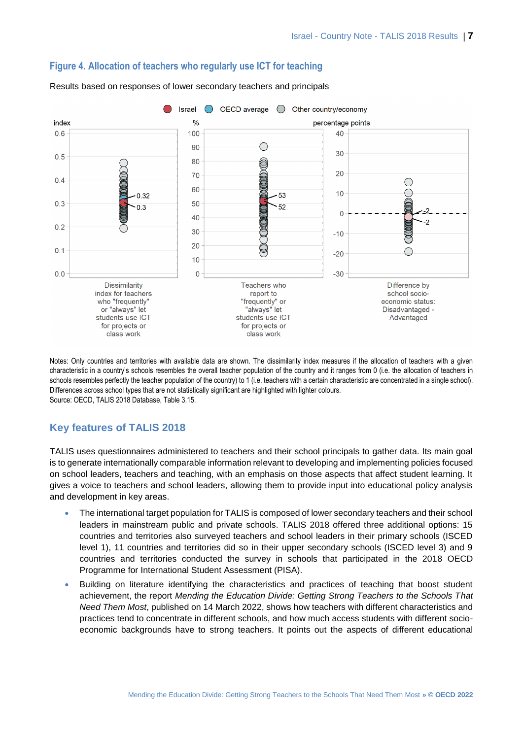## Figure 4. Allocation of teachers who regularly use ICT for teaching

Results based on responses of lower secondary teachers and principals

Notes: Only countries and territories with available data are shown. The dissimilarity index measures if the allocation of teachers with a given characteristic in a country's schools resembles the overall teacher population of the country and it ranges from 0 (i.e. the allocation of teachers in schools resembles perfectly the teacher population of the country) to 1 (i.e. teachers with a certain characteristic are concentrated in a single school). Differences across school types that are not statistically significant are highlighted with lighter colours.
Source: OECD, TALIS 2018 Database, Table 3.15.

## Key features of TALIS 2018

TALIS uses questionnaires administered to teachers and their school principals to gather data. Its main goal is to generate internationally comparable information relevant to developing and implementing policies focused on school leaders, teachers and teaching, with an emphasis on those aspects that affect student learning. It gives a voice to teachers and school leaders, allowing them to provide input into educational policy analysis and development in key areas.

- The international target population for TALIS is composed of lower secondary teachers and their school leaders in mainstream public and private schools. TALIS 2018 offered three additional options: 15 countries and territories also surveyed teachers and school leaders in their primary schools (ISCED level 1), 11 countries and territories did so in their upper secondary schools (ISCED level 3) and 9 countries and territories conducted the survey in schools that participated in the 2018 OECD Programme for International Student Assessment (PISA).
- Building on literature identifying the characteristics and practices of teaching that boost student achievement, the report *Mending the Education Divide: Getting Strong Teachers to the Schools That Need Them Most*, published on 14 March 2022, shows how teachers with different characteristics and practices tend to concentrate in different schools, and how much access students with different socio-economic backgrounds have to strong teachers. It points out the aspects of different educational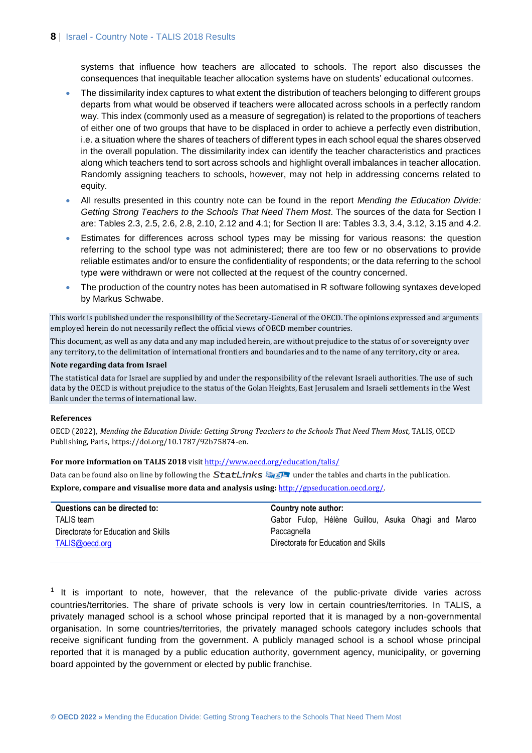systems that influence how teachers are allocated to schools. The report also discusses the consequences that inequitable teacher allocation systems have on students' educational outcomes.

- The dissimilarity index captures to what extent the distribution of teachers belonging to different groups departs from what would be observed if teachers were allocated across schools in a perfectly random way. This index (commonly used as a measure of segregation) is related to the proportions of teachers of either one of two groups that have to be displaced in order to achieve a perfectly even distribution, i.e. a situation where the shares of teachers of different types in each school equal the shares observed in the overall population. The dissimilarity index can identify the teacher characteristics and practices along which teachers tend to sort across schools and highlight overall imbalances in teacher allocation. Randomly assigning teachers to schools, however, may not help in addressing concerns related to equity.
- All results presented in this country note can be found in the report *Mending the Education Divide: Getting Strong Teachers to the Schools That Need Them Most*. The sources of the data for Section I are: Tables 2.3, 2.5, 2.6, 2.8, 2.10, 2.12 and 4.1; for Section II are: Tables 3.3, 3.4, 3.12, 3.15 and 4.2.
- Estimates for differences across school types may be missing for various reasons: the question referring to the school type was not administered; there are too few or no observations to provide reliable estimates and/or to ensure the confidentiality of respondents; or the data referring to the school type were withdrawn or were not collected at the request of the country concerned.
- The production of the country notes has been automatised in R software following syntaxes developed by Markus Schwabe.

This work is published under the responsibility of the Secretary-General of the OECD. The opinions expressed and arguments employed herein do not necessarily reflect the official views of OECD member countries.

This document, as well as any data and any map included herein, are without prejudice to the status of or sovereignty over any territory, to the delimitation of international frontiers and boundaries and to the name of any territory, city or area.

**Note regarding data from Israel**

The statistical data for Israel are supplied by and under the responsibility of the relevant Israeli authorities. The use of such data by the OECD is without prejudice to the status of the Golan Heights, East Jerusalem and Israeli settlements in the West Bank under the terms of international law.

**References**

OECD (2022), *Mending the Education Divide: Getting Strong Teachers to the Schools That Need Them Most*, TALIS, OECD Publishing, Paris, https://doi.org/10.1787/92b75874-en.

**For more information on TALIS 2018** visit http://www.oecd.org/education/talis/

Data can be found also on line by following the StatLinks under the tables and charts in the publication.

**Explore, compare and visualise more data and analysis using:** http://gpseducation.oecd.org/.

| **Questions can be directed to:** | **Country note author:** |
|---|---|
| TALIS team<br>Directorate for Education and Skills<br>TALIS@oecd.org | Gabor Fulop, Hélène Guillou, Asuka Ohagi and Marco Paccagnella<br>Directorate for Education and Skills |

[1] It is important to note, however, that the relevance of the public-private divide varies across countries/territories. The share of private schools is very low in certain countries/territories. In TALIS, a privately managed school is a school whose principal reported that it is managed by a non-governmental organisation. In some countries/territories, the privately managed schools category includes schools that receive significant funding from the government. A publicly managed school is a school whose principal reported that it is managed by a public education authority, government agency, municipality, or governing board appointed by the government or elected by public franchise.